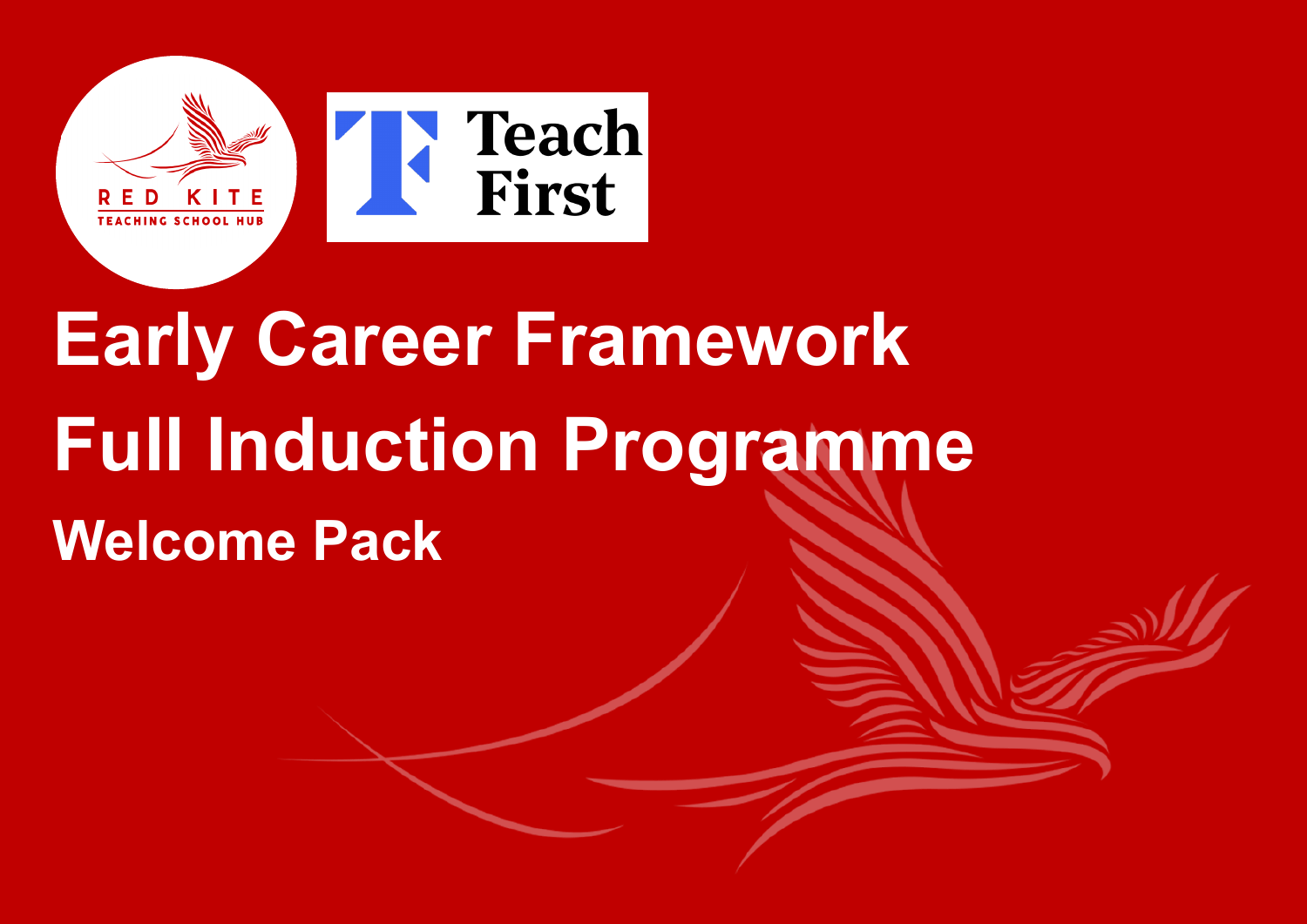RED KITE TEACHING SCHOOL HUB

Teach First

# Early Career Framework Full Induction Programme

## Welcome Pack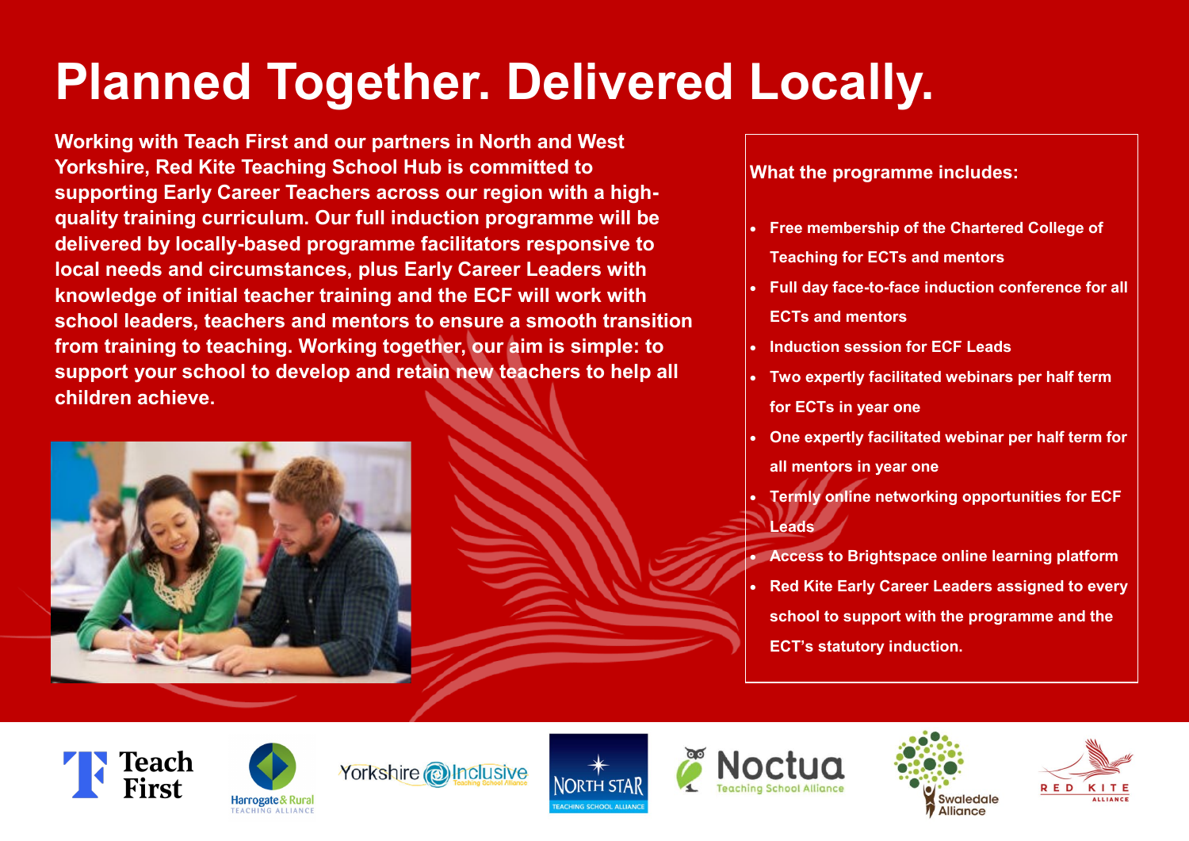# Planned Together. Delivered Locally.

**Working with Teach First and our partners in North and West Yorkshire, Red Kite Teaching School Hub is committed to supporting Early Career Teachers across our region with a high-quality training curriculum. Our full induction programme will be delivered by locally-based programme facilitators responsive to local needs and circumstances, plus Early Career Leaders with knowledge of initial teacher training and the ECF will work with school leaders, teachers and mentors to ensure a smooth transition from training to teaching. Working together, our aim is simple: to support your school to develop and retain new teachers to help all children achieve.**

**What the programme includes:**

- **Free membership of the Chartered College of Teaching for ECTs and mentors**
- **Full day face-to-face induction conference for all ECTs and mentors**
- **Induction session for ECF Leads**
- **Two expertly facilitated webinars per half term for ECTs in year one**
- **One expertly facilitated webinar per half term for all mentors in year one**
- **Termly online networking opportunities for ECF Leads**
- **Access to Brightspace online learning platform**
- **Red Kite Early Career Leaders assigned to every school to support with the programme and the ECT's statutory induction.**

Teach First | Harrogate & Rural Teaching Alliance | Yorkshire Inclusive Teaching School Alliance | North Star Teaching School Alliance | Noctua Teaching School Alliance | Swaledale Alliance | Red Kite Alliance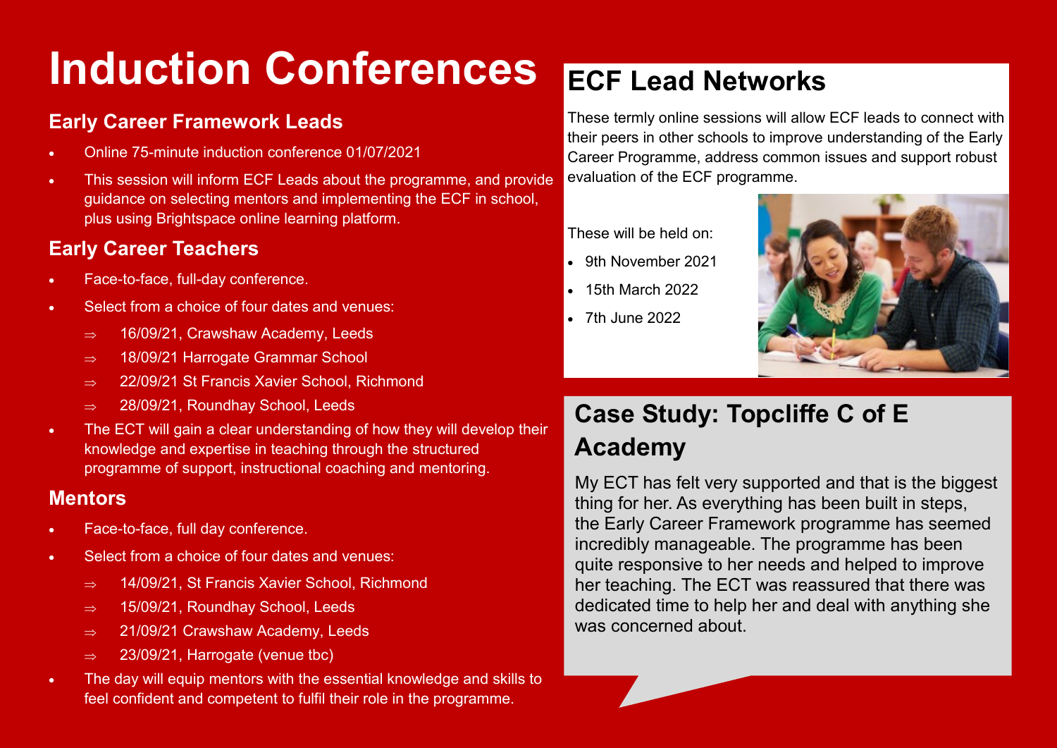# Induction Conferences

### Early Career Framework Leads

- Online 75-minute induction conference 01/07/2021
- This session will inform ECF Leads about the programme, and provide guidance on selecting mentors and implementing the ECF in school, plus using Brightspace online learning platform.

### Early Career Teachers

- Face-to-face, full-day conference.
- Select from a choice of four dates and venues:
  - ⇒ 16/09/21, Crawshaw Academy, Leeds
  - ⇒ 18/09/21 Harrogate Grammar School
  - ⇒ 22/09/21 St Francis Xavier School, Richmond
  - ⇒ 28/09/21, Roundhay School, Leeds
- The ECT will gain a clear understanding of how they will develop their knowledge and expertise in teaching through the structured programme of support, instructional coaching and mentoring.

### Mentors

- Face-to-face, full day conference.
- Select from a choice of four dates and venues:
  - ⇒ 14/09/21, St Francis Xavier School, Richmond
  - ⇒ 15/09/21, Roundhay School, Leeds
  - ⇒ 21/09/21 Crawshaw Academy, Leeds
  - ⇒ 23/09/21, Harrogate (venue tbc)
- The day will equip mentors with the essential knowledge and skills to feel confident and competent to fulfil their role in the programme.

## ECF Lead Networks

These termly online sessions will allow ECF leads to connect with their peers in other schools to improve understanding of the Early Career Programme, address common issues and support robust evaluation of the ECF programme.

These will be held on:

- 9th November 2021
- 15th March 2022
- 7th June 2022

## Case Study: Topcliffe C of E Academy

My ECT has felt very supported and that is the biggest thing for her. As everything has been built in steps, the Early Career Framework programme has seemed incredibly manageable. The programme has been quite responsive to her needs and helped to improve her teaching. The ECT was reassured that there was dedicated time to help her and deal with anything she was concerned about.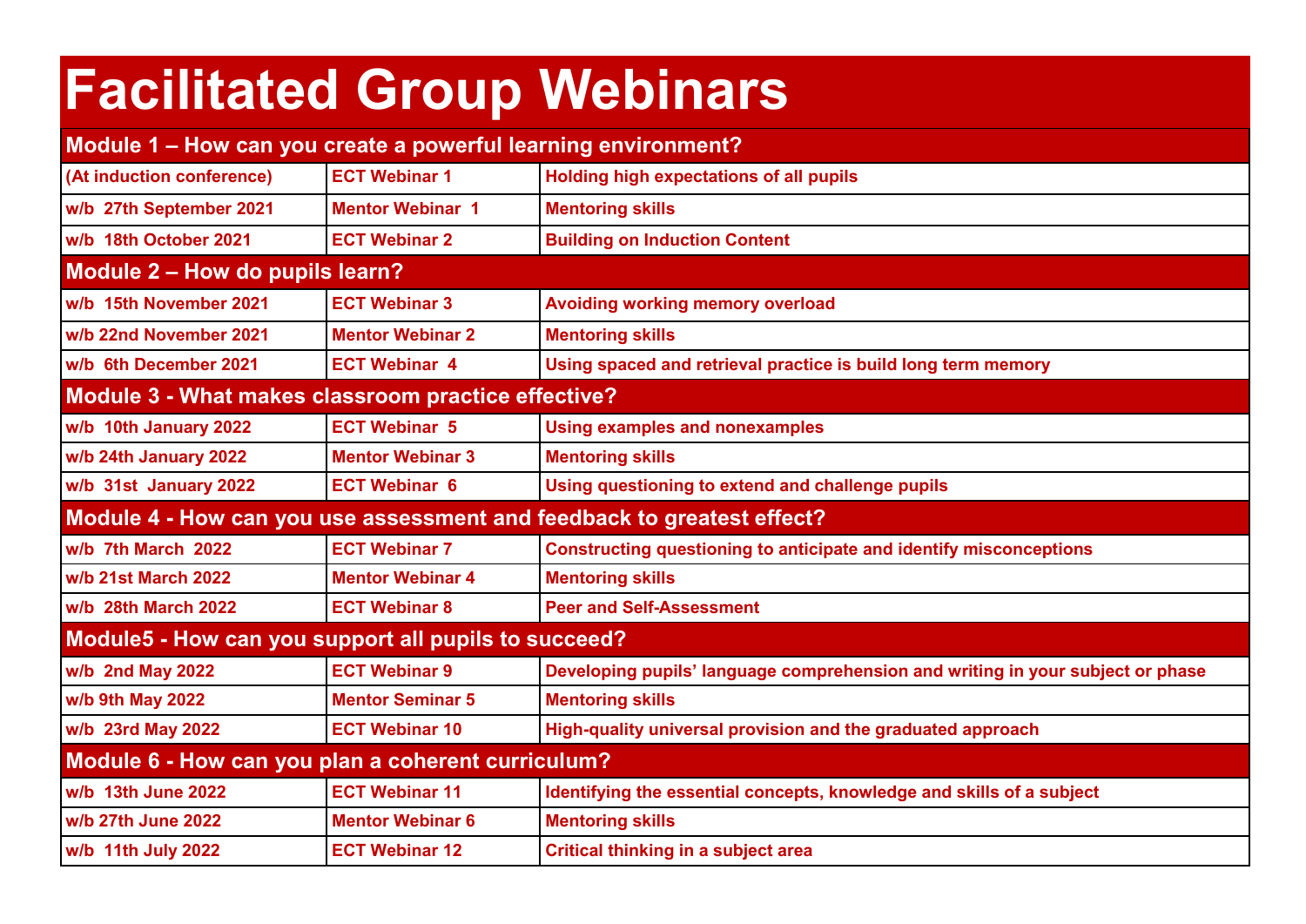# Facilitated Group Webinars

| | | |
|---|---|---|
| **Module 1 – How can you create a powerful learning environment?** | | |
| (At induction conference) | ECT Webinar 1 | Holding high expectations of all pupils |
| w/b 27th September 2021 | Mentor Webinar 1 | Mentoring skills |
| w/b 18th October 2021 | ECT Webinar 2 | Building on Induction Content |
| **Module 2 – How do pupils learn?** | | |
| w/b 15th November 2021 | ECT Webinar 3 | Avoiding working memory overload |
| w/b 22nd November 2021 | Mentor Webinar 2 | Mentoring skills |
| w/b 6th December 2021 | ECT Webinar 4 | Using spaced and retrieval practice is build long term memory |
| **Module 3 - What makes classroom practice effective?** | | |
| w/b 10th January 2022 | ECT Webinar 5 | Using examples and nonexamples |
| w/b 24th January 2022 | Mentor Webinar 3 | Mentoring skills |
| w/b 31st January 2022 | ECT Webinar 6 | Using questioning to extend and challenge pupils |
| **Module 4 - How can you use assessment and feedback to greatest effect?** | | |
| w/b 7th March 2022 | ECT Webinar 7 | Constructing questioning to anticipate and identify misconceptions |
| w/b 21st March 2022 | Mentor Webinar 4 | Mentoring skills |
| w/b 28th March 2022 | ECT Webinar 8 | Peer and Self-Assessment |
| **Module5 - How can you support all pupils to succeed?** | | |
| w/b 2nd May 2022 | ECT Webinar 9 | Developing pupils' language comprehension and writing in your subject or phase |
| w/b 9th May 2022 | Mentor Seminar 5 | Mentoring skills |
| w/b 23rd May 2022 | ECT Webinar 10 | High-quality universal provision and the graduated approach |
| **Module 6 - How can you plan a coherent curriculum?** | | |
| w/b 13th June 2022 | ECT Webinar 11 | Identifying the essential concepts, knowledge and skills of a subject |
| w/b 27th June 2022 | Mentor Webinar 6 | Mentoring skills |
| w/b 11th July 2022 | ECT Webinar 12 | Critical thinking in a subject area |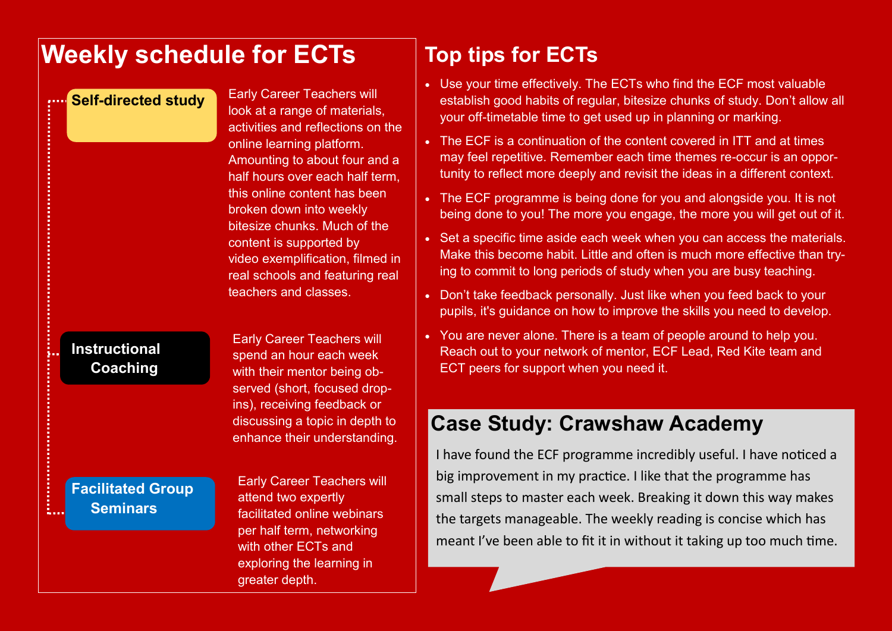## Weekly schedule for ECTs

**Self-directed study**

Early Career Teachers will look at a range of materials, activities and reflections on the online learning platform. Amounting to about four and a half hours over each half term, this online content has been broken down into weekly bitesize chunks. Much of the content is supported by video exemplification, filmed in real schools and featuring real teachers and classes.

**Instructional Coaching**

Early Career Teachers will spend an hour each week with their mentor being observed (short, focused drop-ins), receiving feedback or discussing a topic in depth to enhance their understanding.

**Facilitated Group Seminars**

Early Career Teachers will attend two expertly facilitated online webinars per half term, networking with other ECTs and exploring the learning in greater depth.

## Top tips for ECTs

- Use your time effectively. The ECTs who find the ECF most valuable establish good habits of regular, bitesize chunks of study. Don't allow all your off-timetable time to get used up in planning or marking.
- The ECF is a continuation of the content covered in ITT and at times may feel repetitive. Remember each time themes re-occur is an opportunity to reflect more deeply and revisit the ideas in a different context.
- The ECF programme is being done for you and alongside you. It is not being done to you! The more you engage, the more you will get out of it.
- Set a specific time aside each week when you can access the materials. Make this become habit. Little and often is much more effective than trying to commit to long periods of study when you are busy teaching.
- Don't take feedback personally. Just like when you feed back to your pupils, it's guidance on how to improve the skills you need to develop.
- You are never alone. There is a team of people around to help you. Reach out to your network of mentor, ECF Lead, Red Kite team and ECT peers for support when you need it.

## Case Study: Crawshaw Academy

I have found the ECF programme incredibly useful. I have noticed a big improvement in my practice. I like that the programme has small steps to master each week. Breaking it down this way makes the targets manageable. The weekly reading is concise which has meant I've been able to fit it in without it taking up too much time.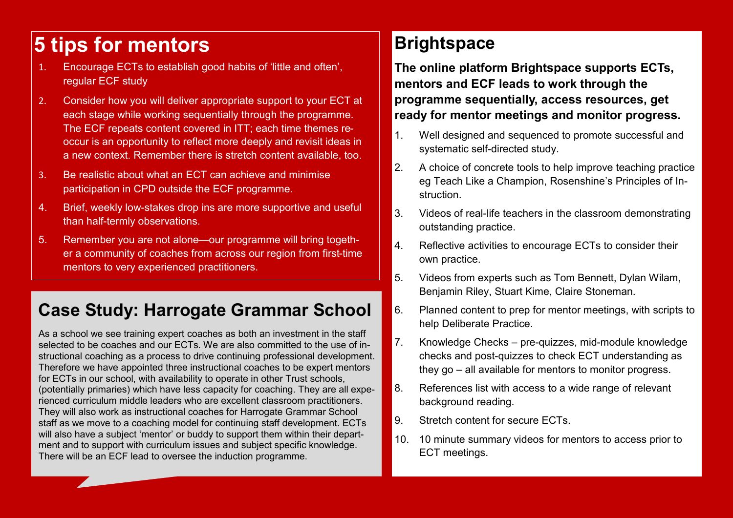## 5 tips for mentors

1. Encourage ECTs to establish good habits of 'little and often', regular ECF study
2. Consider how you will deliver appropriate support to your ECT at each stage while working sequentially through the programme. The ECF repeats content covered in ITT; each time themes re-occur is an opportunity to reflect more deeply and revisit ideas in a new context. Remember there is stretch content available, too.
3. Be realistic about what an ECT can achieve and minimise participation in CPD outside the ECF programme.
4. Brief, weekly low-stakes drop ins are more supportive and useful than half-termly observations.
5. Remember you are not alone—our programme will bring together a community of coaches from across our region from first-time mentors to very experienced practitioners.

## Case Study: Harrogate Grammar School

As a school we see training expert coaches as both an investment in the staff selected to be coaches and our ECTs. We are also committed to the use of instructional coaching as a process to drive continuing professional development. Therefore we have appointed three instructional coaches to be expert mentors for ECTs in our school, with availability to operate in other Trust schools, (potentially primaries) which have less capacity for coaching. They are all experienced curriculum middle leaders who are excellent classroom practitioners. They will also work as instructional coaches for Harrogate Grammar School staff as we move to a coaching model for continuing staff development. ECTs will also have a subject 'mentor' or buddy to support them within their department and to support with curriculum issues and subject specific knowledge. There will be an ECF lead to oversee the induction programme.

## Brightspace

**The online platform Brightspace supports ECTs, mentors and ECF leads to work through the programme sequentially, access resources, get ready for mentor meetings and monitor progress.**

1. Well designed and sequenced to promote successful and systematic self-directed study.
2. A choice of concrete tools to help improve teaching practice eg Teach Like a Champion, Rosenshine's Principles of Instruction.
3. Videos of real-life teachers in the classroom demonstrating outstanding practice.
4. Reflective activities to encourage ECTs to consider their own practice.
5. Videos from experts such as Tom Bennett, Dylan Wilam, Benjamin Riley, Stuart Kime, Claire Stoneman.
6. Planned content to prep for mentor meetings, with scripts to help Deliberate Practice.
7. Knowledge Checks – pre-quizzes, mid-module knowledge checks and post-quizzes to check ECT understanding as they go – all available for mentors to monitor progress.
8. References list with access to a wide range of relevant background reading.
9. Stretch content for secure ECTs.
10. 10 minute summary videos for mentors to access prior to ECT meetings.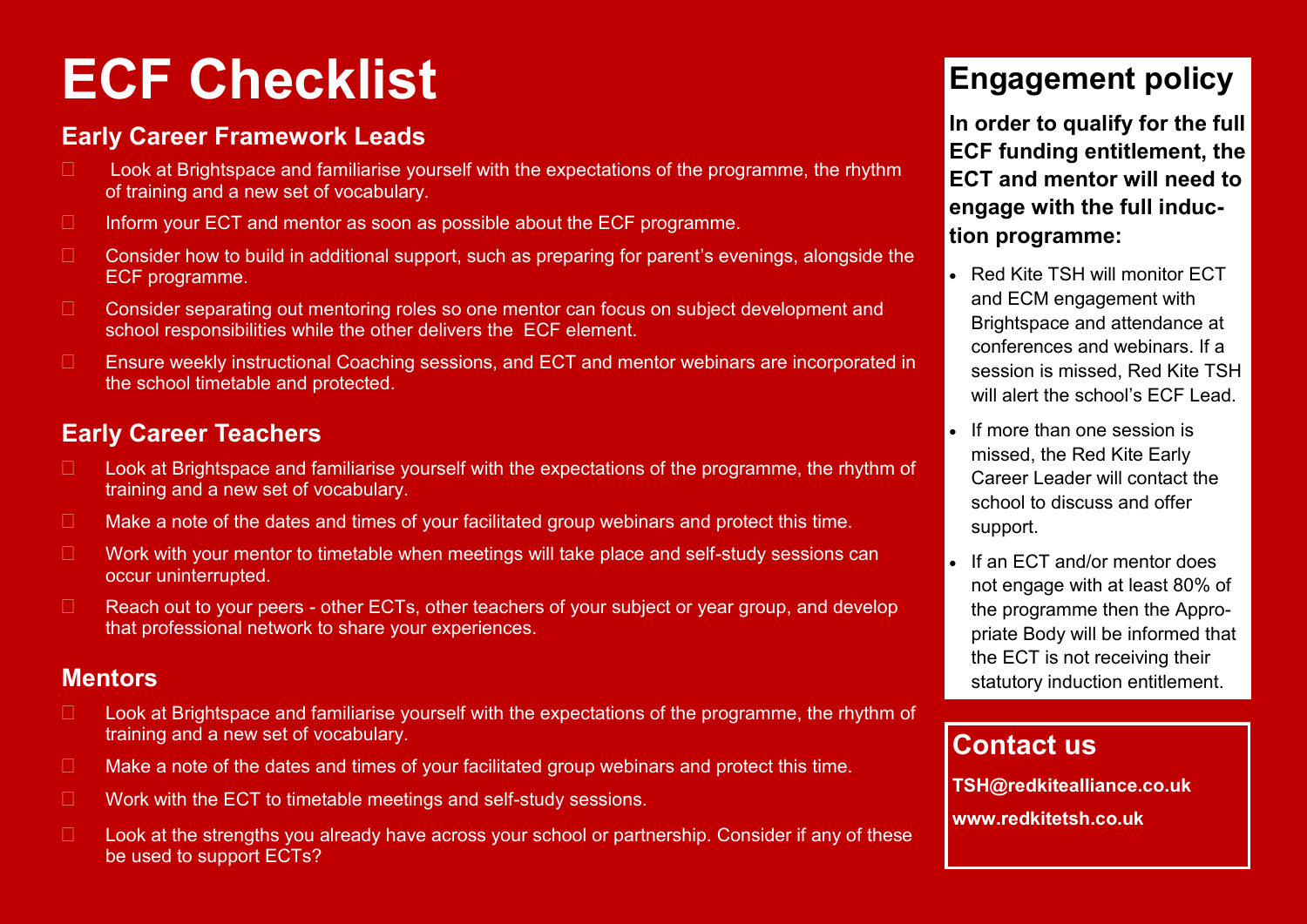# ECF Checklist

## Early Career Framework Leads

- Look at Brightspace and familiarise yourself with the expectations of the programme, the rhythm of training and a new set of vocabulary.
- Inform your ECT and mentor as soon as possible about the ECF programme.
- Consider how to build in additional support, such as preparing for parent's evenings, alongside the ECF programme.
- Consider separating out mentoring roles so one mentor can focus on subject development and school responsibilities while the other delivers the ECF element.
- Ensure weekly instructional Coaching sessions, and ECT and mentor webinars are incorporated in the school timetable and protected.

## Early Career Teachers

- Look at Brightspace and familiarise yourself with the expectations of the programme, the rhythm of training and a new set of vocabulary.
- Make a note of the dates and times of your facilitated group webinars and protect this time.
- Work with your mentor to timetable when meetings will take place and self-study sessions can occur uninterrupted.
- Reach out to your peers - other ECTs, other teachers of your subject or year group, and develop that professional network to share your experiences.

## Mentors

- Look at Brightspace and familiarise yourself with the expectations of the programme, the rhythm of training and a new set of vocabulary.
- Make a note of the dates and times of your facilitated group webinars and protect this time.
- Work with the ECT to timetable meetings and self-study sessions.
- Look at the strengths you already have across your school or partnership. Consider if any of these be used to support ECTs?

## Engagement policy

**In order to qualify for the full ECF funding entitlement, the ECT and mentor will need to engage with the full induction programme:**

- Red Kite TSH will monitor ECT and ECM engagement with Brightspace and attendance at conferences and webinars. If a session is missed, Red Kite TSH will alert the school's ECF Lead.
- If more than one session is missed, the Red Kite Early Career Leader will contact the school to discuss and offer support.
- If an ECT and/or mentor does not engage with at least 80% of the programme then the Appropriate Body will be informed that the ECT is not receiving their statutory induction entitlement.

## Contact us

**TSH@redkitealliance.co.uk**

**www.redkitetsh.co.uk**